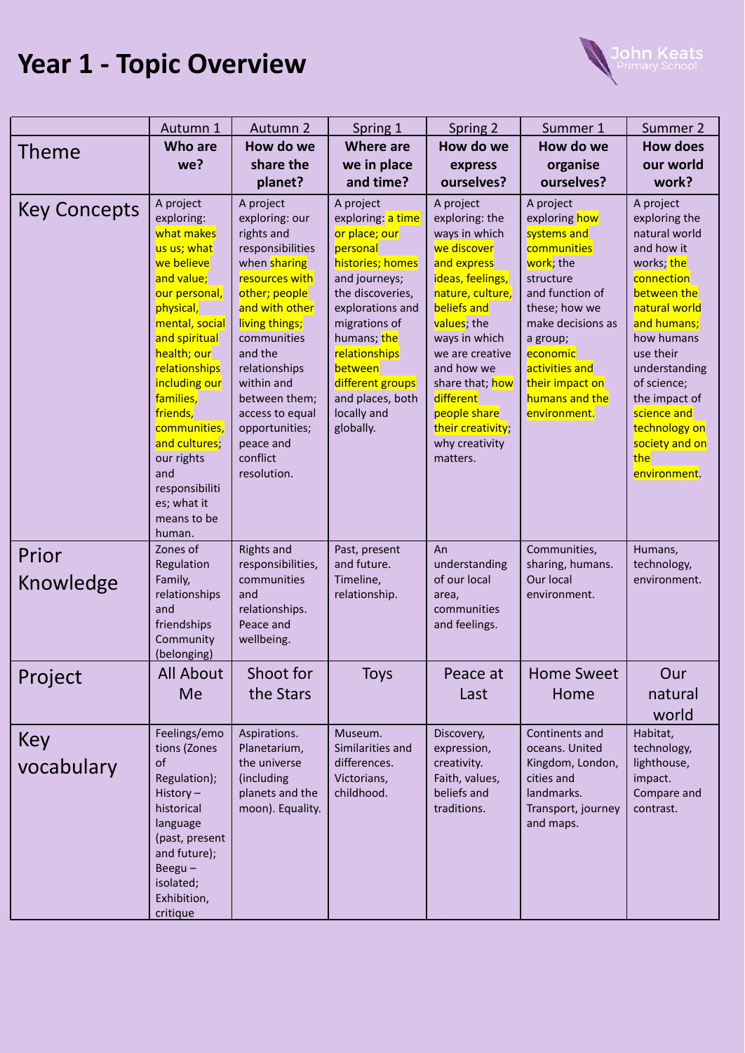# Year 1 - Topic Overview

John Keats Primary School

| | Autumn 1 | Autumn 2 | Spring 1 | Spring 2 | Summer 1 | Summer 2 |
|---|---|---|---|---|---|---|
| Theme | **Who are we?** | **How do we share the planet?** | **Where are we in place and time?** | **How do we express ourselves?** | **How do we organise ourselves?** | **How does our world work?** |
| Key Concepts | A project exploring: what makes us us; what we believe and value; our personal, physical, mental, social and spiritual health; our relationships including our families, friends, communities, and cultures; our rights and responsibilities; what it means to be human. | A project exploring: our rights and responsibilities when sharing resources with other; people and with other living things; communities and the relationships within and between them; access to equal opportunities; peace and conflict resolution. | A project exploring: a time or place; our personal histories; homes and journeys; the discoveries, explorations and migrations of humans; the relationships between different groups and places, both locally and globally. | A project exploring: the ways in which we discover and express ideas, feelings, nature, culture, beliefs and values; the ways in which we are creative and how we share that; how different people share their creativity; why creativity matters. | A project exploring how systems and communities work; the structure and function of these; how we make decisions as a group; economic activities and their impact on humans and the environment. | A project exploring the natural world and how it works; the connection between the natural world and humans; how humans use their understanding of science; the impact of science and technology on society and on the environment. |
| Prior Knowledge | Zones of Regulation Family, relationships and friendships Community (belonging) | Rights and responsibilities, communities and relationships. Peace and wellbeing. | Past, present and future. Timeline, relationship. | An understanding of our local area, communities and feelings. | Communities, sharing, humans. Our local environment. | Humans, technology, environment. |
| Project | All About Me | Shoot for the Stars | Toys | Peace at Last | Home Sweet Home | Our natural world |
| Key vocabulary | Feelings/emotions (Zones of Regulation); History – historical language (past, present and future); Beegu – isolated; Exhibition, critique | Aspirations. Planetarium, the universe (including planets and the moon). Equality. | Museum. Similarities and differences. Victorians, childhood. | Discovery, expression, creativity. Faith, values, beliefs and traditions. | Continents and oceans. United Kingdom, London, cities and landmarks. Transport, journey and maps. | Habitat, technology, lighthouse, impact. Compare and contrast. |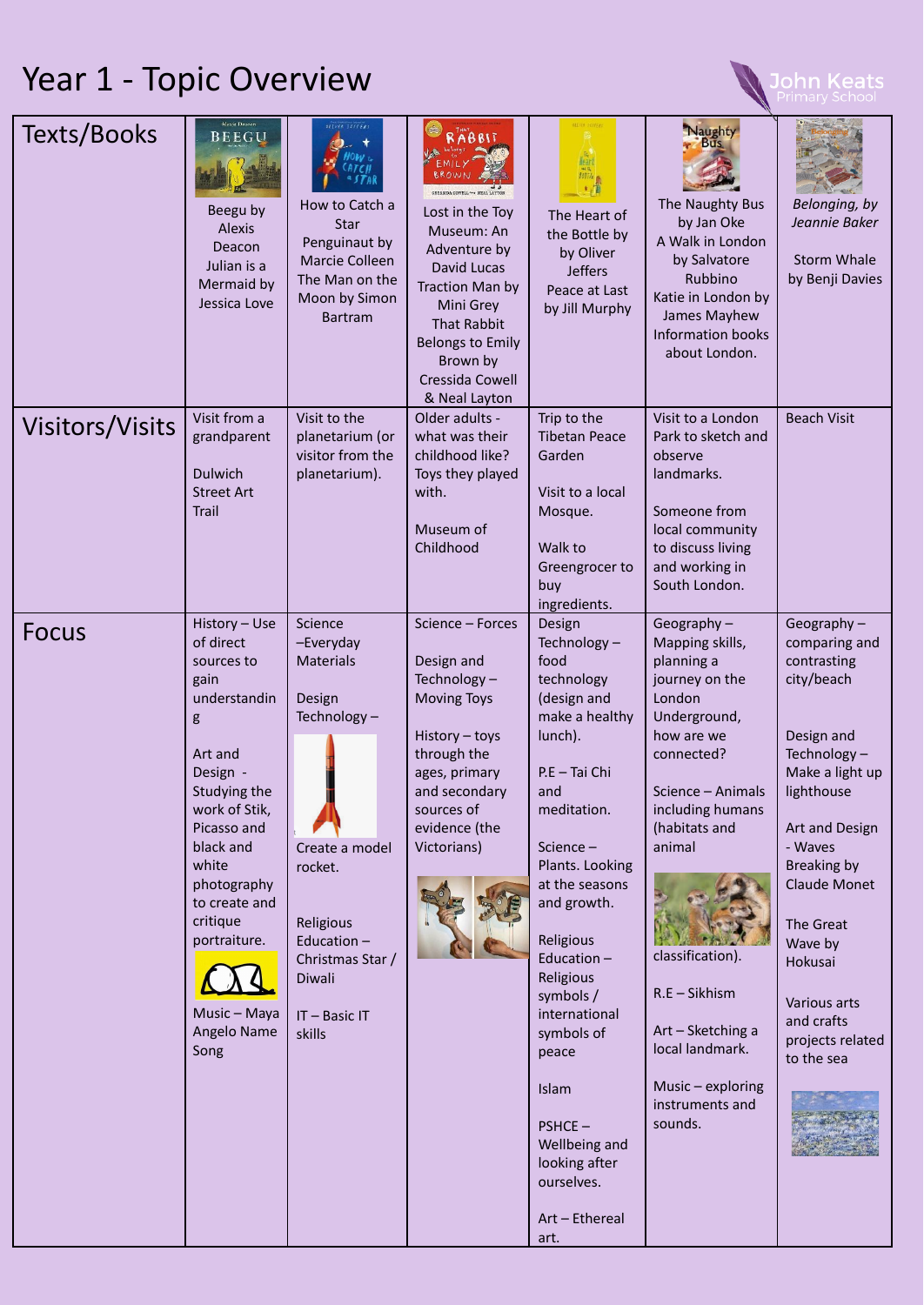# Year 1 - Topic Overview

John Keats Primary School

| | | | | | | |
|---|---|---|---|---|---|---|
| **Texts/Books** | Beegu by Alexis Deacon<br>Julian is a Mermaid by Jessica Love | How to Catch a Star Penguinaut by Marcie Colleen<br>The Man on the Moon by Simon Bartram | Lost in the Toy Museum: An Adventure by David Lucas<br>Traction Man by Mini Grey<br>That Rabbit Belongs to Emily Brown by Cressida Cowell & Neal Layton | The Heart of the Bottle by by Oliver Jeffers<br>Peace at Last by Jill Murphy | The Naughty Bus by Jan Oke<br>A Walk in London by Salvatore Rubbino<br>Katie in London by James Mayhew<br>Information books about London. | *Belonging, by Jeannie Baker*<br>Storm Whale by Benji Davies |
| **Visitors/Visits** | Visit from a grandparent<br>Dulwich Street Art Trail | Visit to the planetarium (or visitor from the planetarium). | Older adults - what was their childhood like? Toys they played with.<br>Museum of Childhood | Trip to the Tibetan Peace Garden<br>Visit to a local Mosque.<br>Walk to Greengrocer to buy ingredients. | Visit to a London Park to sketch and observe landmarks.<br>Someone from local community to discuss living and working in South London. | Beach Visit |
| **Focus** | History – Use of direct sources to gain understanding<br>Art and Design - Studying the work of Stik, Picasso and black and white photography to create and critique portraiture.<br>Music – Maya Angelo Name Song | Science –Everyday Materials<br>Design Technology – Create a model rocket.<br>Religious Education – Christmas Star / Diwali<br>IT – Basic IT skills | Science – Forces<br>Design and Technology – Moving Toys<br>History – toys through the ages, primary and secondary sources of evidence (the Victorians) | Design Technology – food technology (design and make a healthy lunch).<br>P.E – Tai Chi and meditation.<br>Science – Plants. Looking at the seasons and growth.<br>Religious Education – Religious symbols / international symbols of peace<br>Islam<br>PSHCE – Wellbeing and looking after ourselves.<br>Art – Ethereal art. | Geography – Mapping skills, planning a journey on the London Underground, how are we connected?<br>Science – Animals including humans (habitats and animal classification).<br>R.E – Sikhism<br>Art – Sketching a local landmark.<br>Music – exploring instruments and sounds. | Geography – comparing and contrasting city/beach<br>Design and Technology – Make a light up lighthouse<br>Art and Design - Waves Breaking by Claude Monet<br>The Great Wave by Hokusai<br>Various arts and crafts projects related to the sea |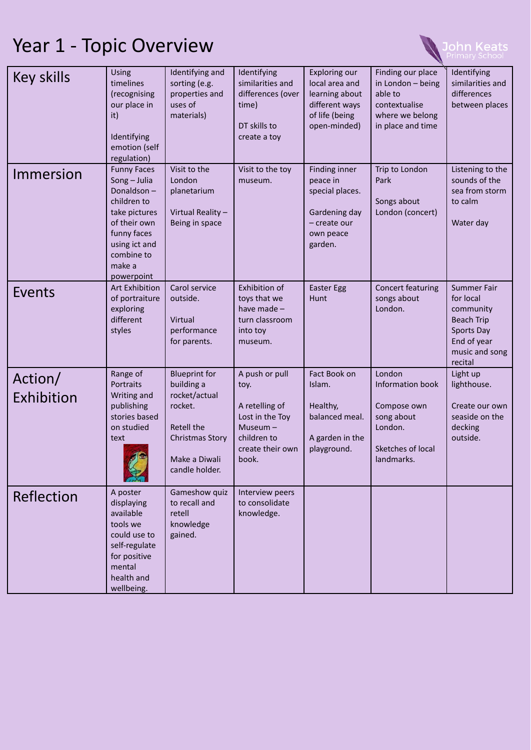# Year 1 - Topic Overview

| | | | | | | |
|---|---|---|---|---|---|---|
| Key skills | Using timelines (recognising our place in it)<br><br>Identifying emotion (self regulation) | Identifying and sorting (e.g. properties and uses of materials) | Identifying similarities and differences (over time)<br><br>DT skills to create a toy | Exploring our local area and learning about different ways of life (being open-minded) | Finding our place in London – being able to contextualise where we belong in place and time | Identifying similarities and differences between places |
| Immersion | Funny Faces Song – Julia Donaldson – children to take pictures of their own funny faces using ict and combine to make a powerpoint | Visit to the London planetarium<br><br>Virtual Reality – Being in space | Visit to the toy museum. | Finding inner peace in special places.<br><br>Gardening day – create our own peace garden. | Trip to London Park<br><br>Songs about London (concert) | Listening to the sounds of the sea from storm to calm<br><br>Water day |
| Events | Art Exhibition of portraiture exploring different styles | Carol service outside.<br><br>Virtual performance for parents. | Exhibition of toys that we have made – turn classroom into toy museum. | Easter Egg Hunt | Concert featuring songs about London. | Summer Fair for local community<br>Beach Trip<br>Sports Day<br>End of year music and song recital |
| Action/ Exhibition | Range of Portraits<br>Writing and publishing stories based on studied text | Blueprint for building a rocket/actual rocket.<br><br>Retell the Christmas Story<br><br>Make a Diwali candle holder. | A push or pull toy.<br><br>A retelling of Lost in the Toy Museum – children to create their own book. | Fact Book on Islam.<br><br>Healthy, balanced meal.<br><br>A garden in the playground. | London Information book<br><br>Compose own song about London.<br><br>Sketches of local landmarks. | Light up lighthouse.<br><br>Create our own seaside on the decking outside. |
| Reflection | A poster displaying available tools we could use to self-regulate for positive mental health and wellbeing. | Gameshow quiz to recall and retell knowledge gained. | Interview peers to consolidate knowledge. | | | |